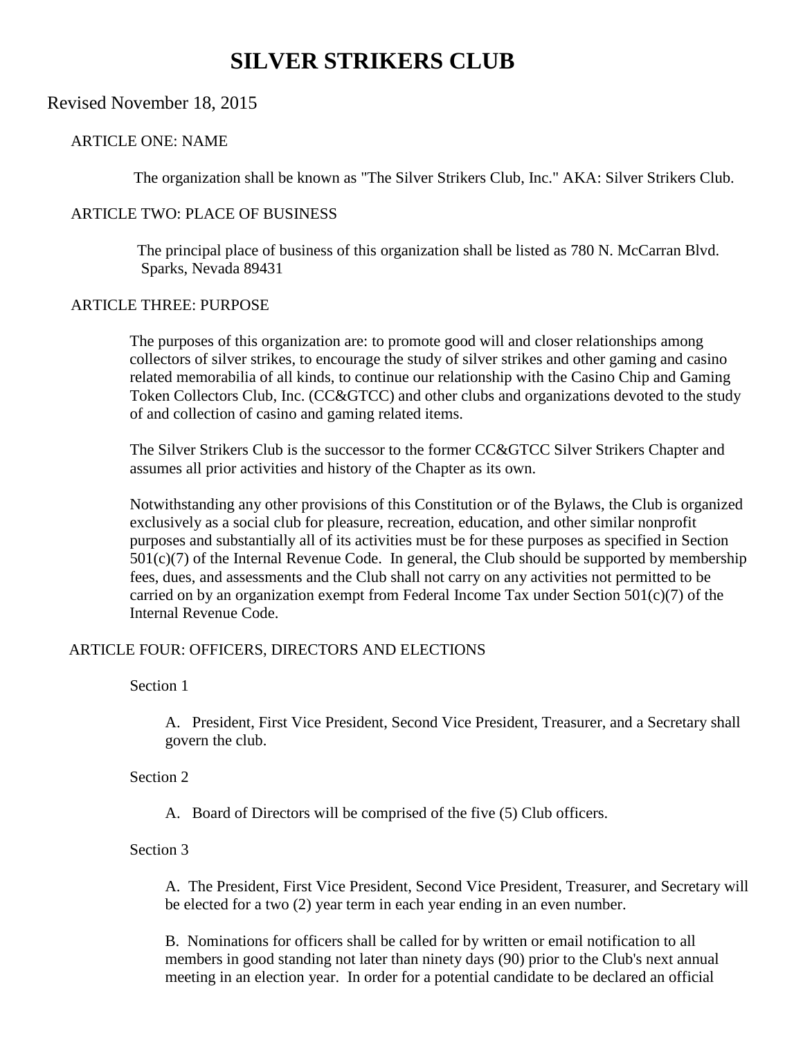# SILVER STRIKERS CLUB

Revised November 18, 2015

## ARTICLE ONE: NAME

The organization shall be known as "The Silver Strikers Club, Inc." AKA: Silver Strikers Club.

## ARTICLE TWO: PLACE OF BUSINESS

The principal place of business of this organization shall be listed as 780 N. McCarran Blvd. Sparks, Nevada 89431

## ARTICLE THREE: PURPOSE

The purposes of this organization are: to promote good will and closer relationships among collectors of silver strikes, to encourage the study of silver strikes and other gaming and casino related memorabilia of all kinds, to continue our relationship with the Casino Chip and Gaming Token Collectors Club, Inc. (CC&GTCC) and other clubs and organizations devoted to the study of and collection of casino and gaming related items.

The Silver Strikers Club is the successor to the former CC&GTCC Silver Strikers Chapter and assumes all prior activities and history of the Chapter as its own.

Notwithstanding any other provisions of this Constitution or of the Bylaws, the Club is organized exclusively as a social club for pleasure, recreation, education, and other similar nonprofit purposes and substantially all of its activities must be for these purposes as specified in Section 501(c)(7) of the Internal Revenue Code. In general, the Club should be supported by membership fees, dues, and assessments and the Club shall not carry on any activities not permitted to be carried on by an organization exempt from Federal Income Tax under Section 501(c)(7) of the Internal Revenue Code.

## ARTICLE FOUR: OFFICERS, DIRECTORS AND ELECTIONS

### Section 1

A. President, First Vice President, Second Vice President, Treasurer, and a Secretary shall govern the club.

### Section 2

A. Board of Directors will be comprised of the five (5) Club officers.

### Section 3

A. The President, First Vice President, Second Vice President, Treasurer, and Secretary will be elected for a two (2) year term in each year ending in an even number.

B. Nominations for officers shall be called for by written or email notification to all members in good standing not later than ninety days (90) prior to the Club's next annual meeting in an election year. In order for a potential candidate to be declared an official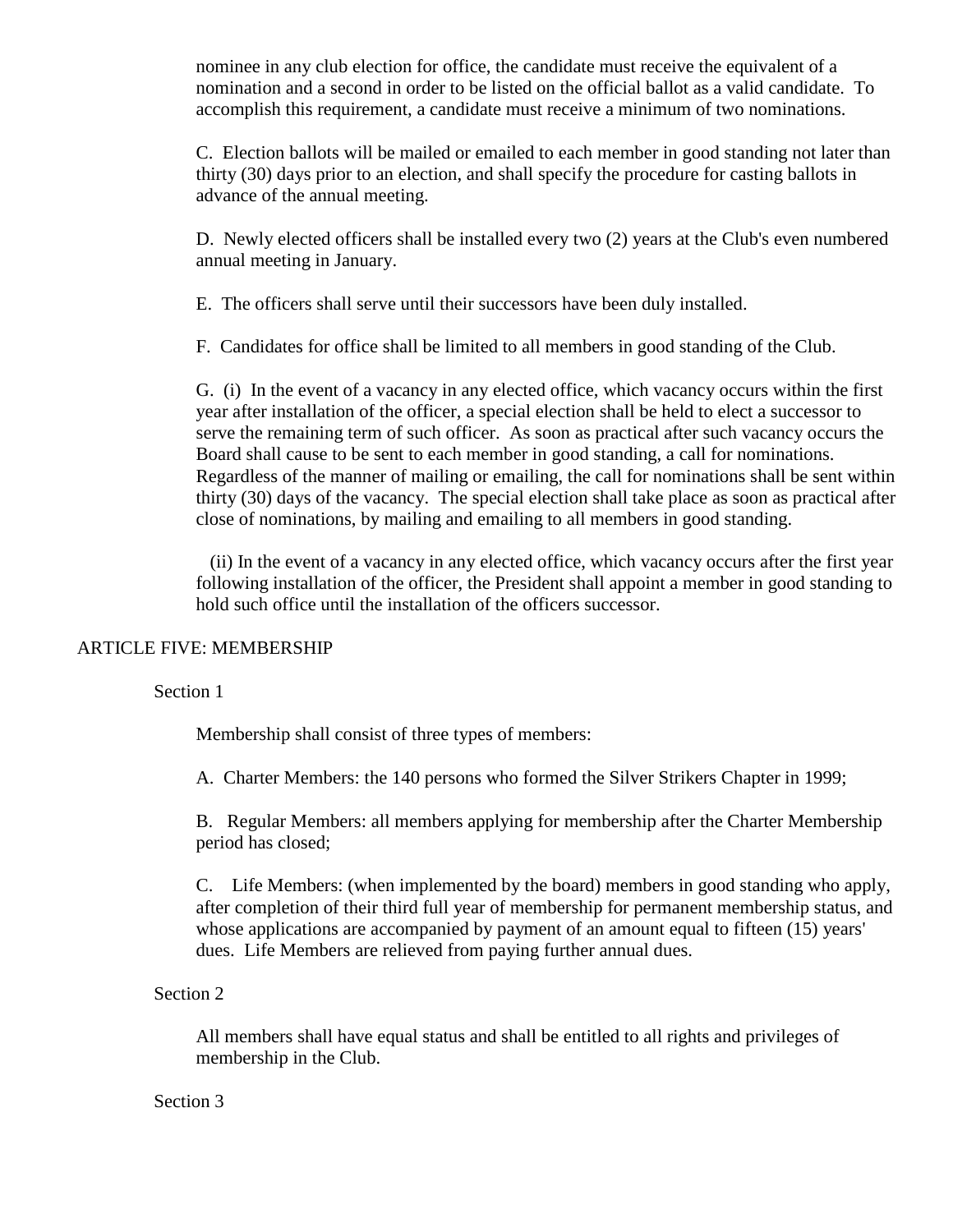nominee in any club election for office, the candidate must receive the equivalent of a nomination and a second in order to be listed on the official ballot as a valid candidate. To accomplish this requirement, a candidate must receive a minimum of two nominations.

C. Election ballots will be mailed or emailed to each member in good standing not later than thirty (30) days prior to an election, and shall specify the procedure for casting ballots in advance of the annual meeting.

D. Newly elected officers shall be installed every two (2) years at the Club's even numbered annual meeting in January.

E. The officers shall serve until their successors have been duly installed.

F. Candidates for office shall be limited to all members in good standing of the Club.

G. (i) In the event of a vacancy in any elected office, which vacancy occurs within the first year after installation of the officer, a special election shall be held to elect a successor to serve the remaining term of such officer. As soon as practical after such vacancy occurs the Board shall cause to be sent to each member in good standing, a call for nominations. Regardless of the manner of mailing or emailing, the call for nominations shall be sent within thirty (30) days of the vacancy. The special election shall take place as soon as practical after close of nominations, by mailing and emailing to all members in good standing.

(ii) In the event of a vacancy in any elected office, which vacancy occurs after the first year following installation of the officer, the President shall appoint a member in good standing to hold such office until the installation of the officers successor.

## ARTICLE FIVE: MEMBERSHIP

### Section 1

Membership shall consist of three types of members:

A. Charter Members: the 140 persons who formed the Silver Strikers Chapter in 1999;

B. Regular Members: all members applying for membership after the Charter Membership period has closed;

C. Life Members: (when implemented by the board) members in good standing who apply, after completion of their third full year of membership for permanent membership status, and whose applications are accompanied by payment of an amount equal to fifteen (15) years' dues. Life Members are relieved from paying further annual dues.

### Section 2

All members shall have equal status and shall be entitled to all rights and privileges of membership in the Club.

### Section 3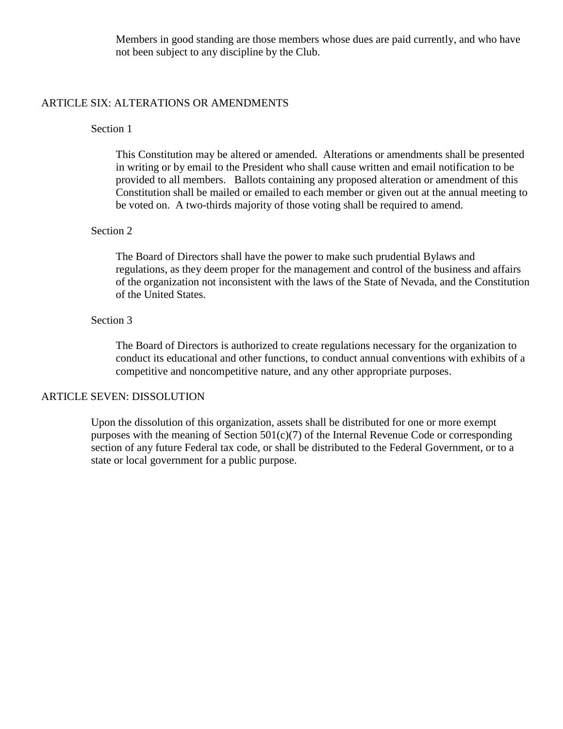Members in good standing are those members whose dues are paid currently, and who have not been subject to any discipline by the Club.

## ARTICLE SIX: ALTERATIONS OR AMENDMENTS

### Section 1

This Constitution may be altered or amended. Alterations or amendments shall be presented in writing or by email to the President who shall cause written and email notification to be provided to all members. Ballots containing any proposed alteration or amendment of this Constitution shall be mailed or emailed to each member or given out at the annual meeting to be voted on. A two-thirds majority of those voting shall be required to amend.

### Section 2

The Board of Directors shall have the power to make such prudential Bylaws and regulations, as they deem proper for the management and control of the business and affairs of the organization not inconsistent with the laws of the State of Nevada, and the Constitution of the United States.

### Section 3

The Board of Directors is authorized to create regulations necessary for the organization to conduct its educational and other functions, to conduct annual conventions with exhibits of a competitive and noncompetitive nature, and any other appropriate purposes.

## ARTICLE SEVEN: DISSOLUTION

Upon the dissolution of this organization, assets shall be distributed for one or more exempt purposes with the meaning of Section 501(c)(7) of the Internal Revenue Code or corresponding section of any future Federal tax code, or shall be distributed to the Federal Government, or to a state or local government for a public purpose.